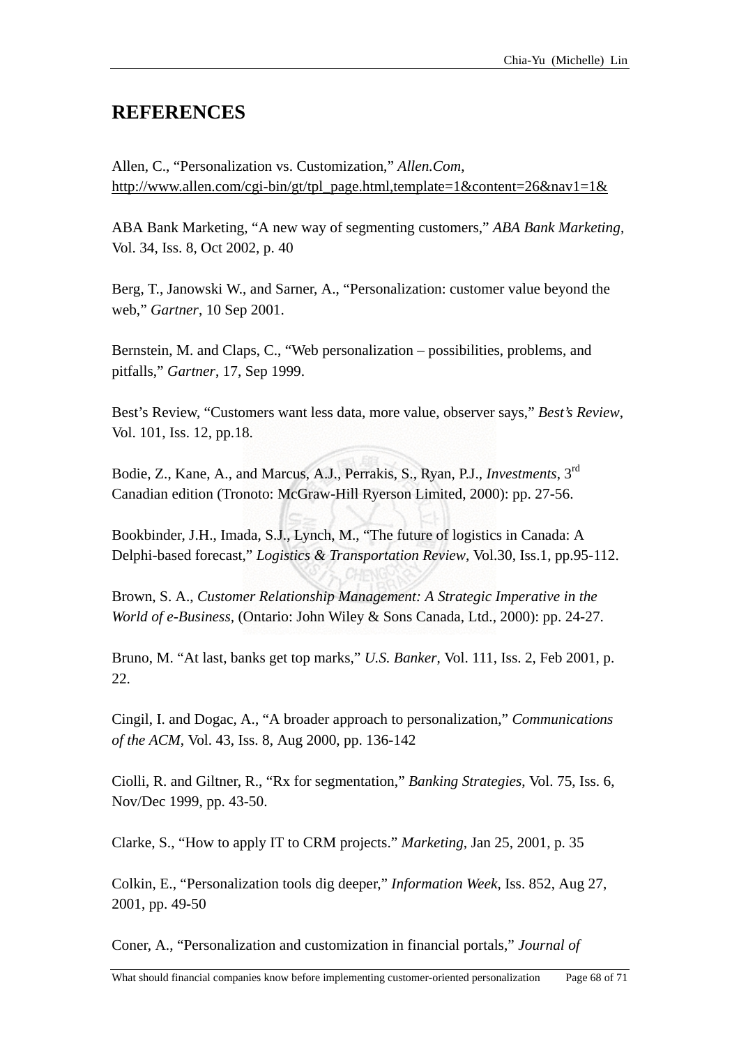# REFERENCES

Allen, C., "Personalization vs. Customization," *Allen.Com*, http://www.allen.com/cgi-bin/gt/tpl_page.html,template=1&content=26&nav1=1&

ABA Bank Marketing, "A new way of segmenting customers," *ABA Bank Marketing*, Vol. 34, Iss. 8, Oct 2002, p. 40

Berg, T., Janowski W., and Sarner, A., "Personalization: customer value beyond the web," *Gartner*, 10 Sep 2001.

Bernstein, M. and Claps, C., "Web personalization – possibilities, problems, and pitfalls," *Gartner*, 17, Sep 1999.

Best's Review, "Customers want less data, more value, observer says," *Best's Review*, Vol. 101, Iss. 12, pp.18.

Bodie, Z., Kane, A., and Marcus, A.J., Perrakis, S., Ryan, P.J., *Investments*, 3rd Canadian edition (Tronoto: McGraw-Hill Ryerson Limited, 2000): pp. 27-56.

Bookbinder, J.H., Imada, S.J., Lynch, M., "The future of logistics in Canada: A Delphi-based forecast," *Logistics & Transportation Review*, Vol.30, Iss.1, pp.95-112.

Brown, S. A., *Customer Relationship Management: A Strategic Imperative in the World of e-Business*, (Ontario: John Wiley & Sons Canada, Ltd., 2000): pp. 24-27.

Bruno, M. "At last, banks get top marks," *U.S. Banker*, Vol. 111, Iss. 2, Feb 2001, p. 22.

Cingil, I. and Dogac, A., "A broader approach to personalization," *Communications of the ACM*, Vol. 43, Iss. 8, Aug 2000, pp. 136-142

Ciolli, R. and Giltner, R., "Rx for segmentation," *Banking Strategies*, Vol. 75, Iss. 6, Nov/Dec 1999, pp. 43-50.

Clarke, S., "How to apply IT to CRM projects." *Marketing*, Jan 25, 2001, p. 35

Colkin, E., "Personalization tools dig deeper," *Information Week*, Iss. 852, Aug 27, 2001, pp. 49-50

Coner, A., "Personalization and customization in financial portals," *Journal of*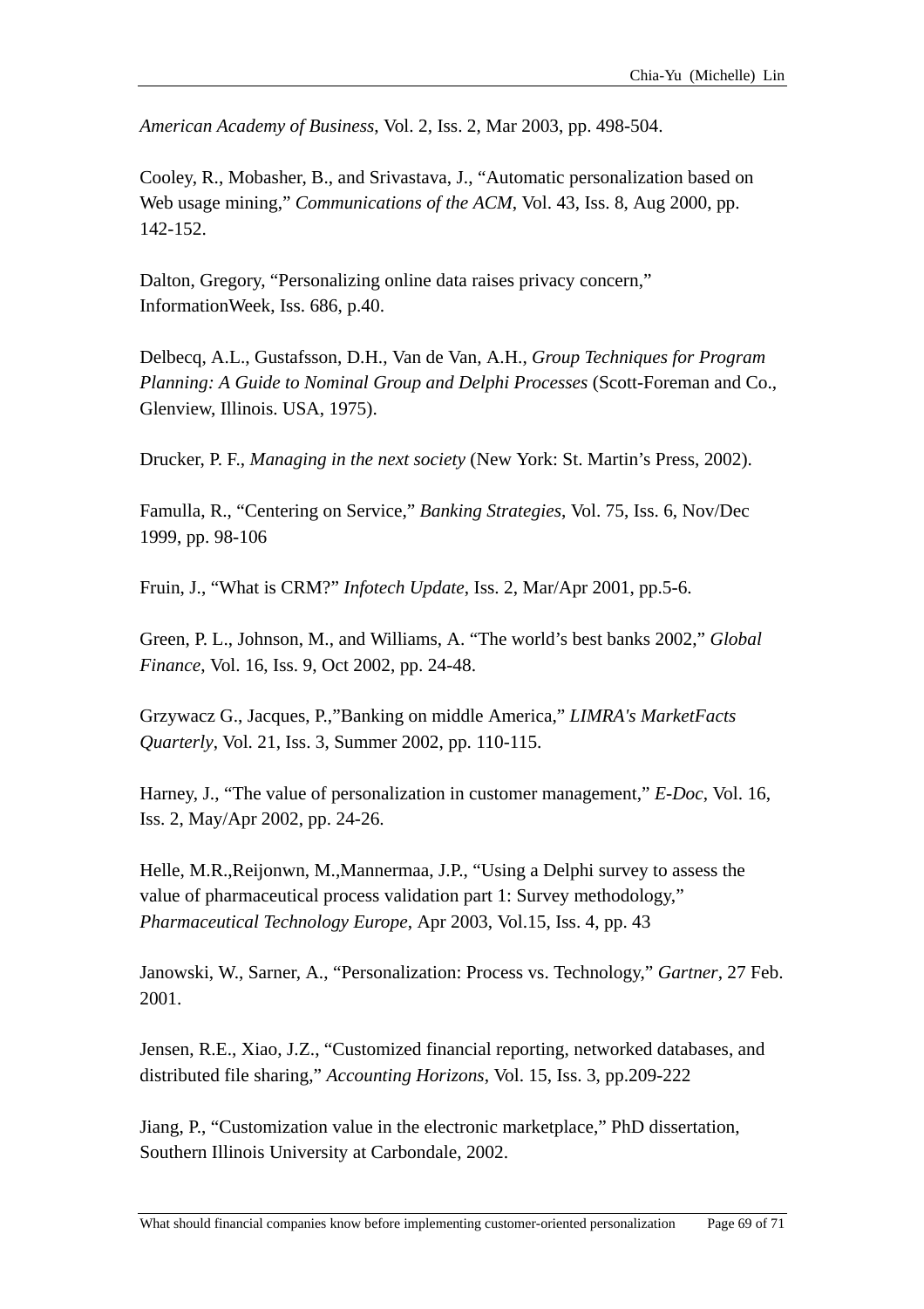*American Academy of Business*, Vol. 2, Iss. 2, Mar 2003, pp. 498-504.

Cooley, R., Mobasher, B., and Srivastava, J., “Automatic personalization based on Web usage mining,” *Communications of the ACM*, Vol. 43, Iss. 8, Aug 2000, pp. 142-152.

Dalton, Gregory, “Personalizing online data raises privacy concern,” InformationWeek, Iss. 686, p.40.

Delbecq, A.L., Gustafsson, D.H., Van de Van, A.H., *Group Techniques for Program Planning: A Guide to Nominal Group and Delphi Processes* (Scott-Foreman and Co., Glenview, Illinois. USA, 1975).

Drucker, P. F., *Managing in the next society* (New York: St. Martin’s Press, 2002).

Famulla, R., “Centering on Service,” *Banking Strategies*, Vol. 75, Iss. 6, Nov/Dec 1999, pp. 98-106

Fruin, J., “What is CRM?” *Infotech Update*, Iss. 2, Mar/Apr 2001, pp.5-6.

Green, P. L., Johnson, M., and Williams, A. “The world’s best banks 2002,” *Global Finance*, Vol. 16, Iss. 9, Oct 2002, pp. 24-48.

Grzywacz G., Jacques, P.,”Banking on middle America,” *LIMRA's MarketFacts Quarterly*, Vol. 21, Iss. 3, Summer 2002, pp. 110-115.

Harney, J., “The value of personalization in customer management,” *E-Doc*, Vol. 16, Iss. 2, May/Apr 2002, pp. 24-26.

Helle, M.R.,Reijonwn, M.,Mannermaa, J.P., “Using a Delphi survey to assess the value of pharmaceutical process validation part 1: Survey methodology,” *Pharmaceutical Technology Europe*, Apr 2003, Vol.15, Iss. 4, pp. 43

Janowski, W., Sarner, A., “Personalization: Process vs. Technology,” *Gartner*, 27 Feb. 2001.

Jensen, R.E., Xiao, J.Z., “Customized financial reporting, networked databases, and distributed file sharing,” *Accounting Horizons*, Vol. 15, Iss. 3, pp.209-222

Jiang, P., “Customization value in the electronic marketplace,” PhD dissertation, Southern Illinois University at Carbondale, 2002.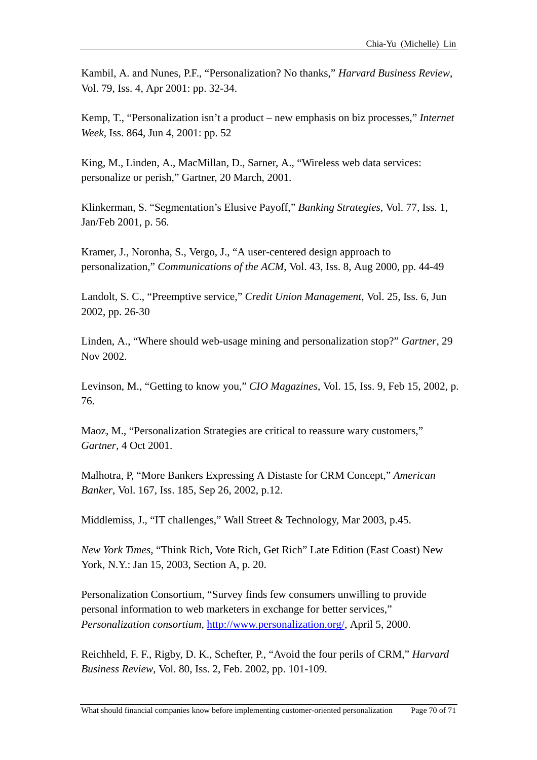Kambil, A. and Nunes, P.F., “Personalization? No thanks,” *Harvard Business Review*, Vol. 79, Iss. 4, Apr 2001: pp. 32-34.

Kemp, T., “Personalization isn’t a product – new emphasis on biz processes,” *Internet Week*, Iss. 864, Jun 4, 2001: pp. 52

King, M., Linden, A., MacMillan, D., Sarner, A., “Wireless web data services: personalize or perish,” Gartner, 20 March, 2001.

Klinkerman, S. “Segmentation’s Elusive Payoff,” *Banking Strategies*, Vol. 77, Iss. 1, Jan/Feb 2001, p. 56.

Kramer, J., Noronha, S., Vergo, J., “A user-centered design approach to personalization,” *Communications of the ACM*, Vol. 43, Iss. 8, Aug 2000, pp. 44-49

Landolt, S. C., “Preemptive service,” *Credit Union Management*, Vol. 25, Iss. 6, Jun 2002, pp. 26-30

Linden, A., “Where should web-usage mining and personalization stop?” *Gartner*, 29 Nov 2002.

Levinson, M., “Getting to know you,” *CIO Magazines*, Vol. 15, Iss. 9, Feb 15, 2002, p. 76.

Maoz, M., “Personalization Strategies are critical to reassure wary customers,” *Gartner*, 4 Oct 2001.

Malhotra, P, “More Bankers Expressing A Distaste for CRM Concept,” *American Banker*, Vol. 167, Iss. 185, Sep 26, 2002, p.12.

Middlemiss, J., “IT challenges,” Wall Street & Technology, Mar 2003, p.45.

*New York Times*, “Think Rich, Vote Rich, Get Rich” Late Edition (East Coast) New York, N.Y.: Jan 15, 2003, Section A, p. 20.

Personalization Consortium, “Survey finds few consumers unwilling to provide personal information to web marketers in exchange for better services,” *Personalization consortium*, http://www.personalization.org/, April 5, 2000.

Reichheld, F. F., Rigby, D. K., Schefter, P., “Avoid the four perils of CRM,” *Harvard Business Review*, Vol. 80, Iss. 2, Feb. 2002, pp. 101-109.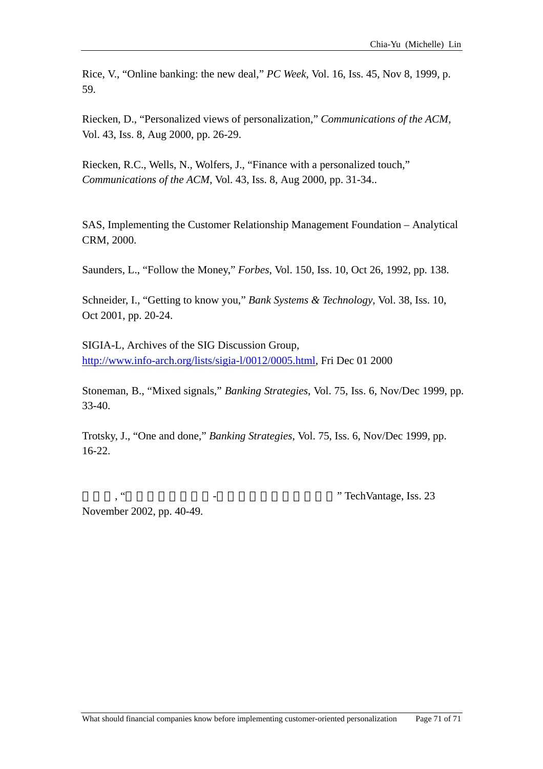Rice, V., “Online banking: the new deal,” *PC Week*, Vol. 16, Iss. 45, Nov 8, 1999, p. 59.

Riecken, D., “Personalized views of personalization,” *Communications of the ACM*, Vol. 43, Iss. 8, Aug 2000, pp. 26-29.

Riecken, R.C., Wells, N., Wolfers, J., “Finance with a personalized touch,” *Communications of the ACM*, Vol. 43, Iss. 8, Aug 2000, pp. 31-34..

SAS, Implementing the Customer Relationship Management Foundation – Analytical CRM, 2000.

Saunders, L., “Follow the Money,” *Forbes*, Vol. 150, Iss. 10, Oct 26, 1992, pp. 138.

Schneider, I., “Getting to know you,” *Bank Systems & Technology*, Vol. 38, Iss. 10, Oct 2001, pp. 20-24.

SIGIA-L, Archives of the SIG Discussion Group, http://www.info-arch.org/lists/sigia-l/0012/0005.html, Fri Dec 01 2000

Stoneman, B., “Mixed signals,” *Banking Strategies*, Vol. 75, Iss. 6, Nov/Dec 1999, pp. 33-40.

Trotsky, J., “One and done,” *Banking Strategies*, Vol. 75, Iss. 6, Nov/Dec 1999, pp. 16-22.

□□□, “□□□□□□□□□-□□□□□□□□□□□” TechVantage, Iss. 23 November 2002, pp. 40-49.